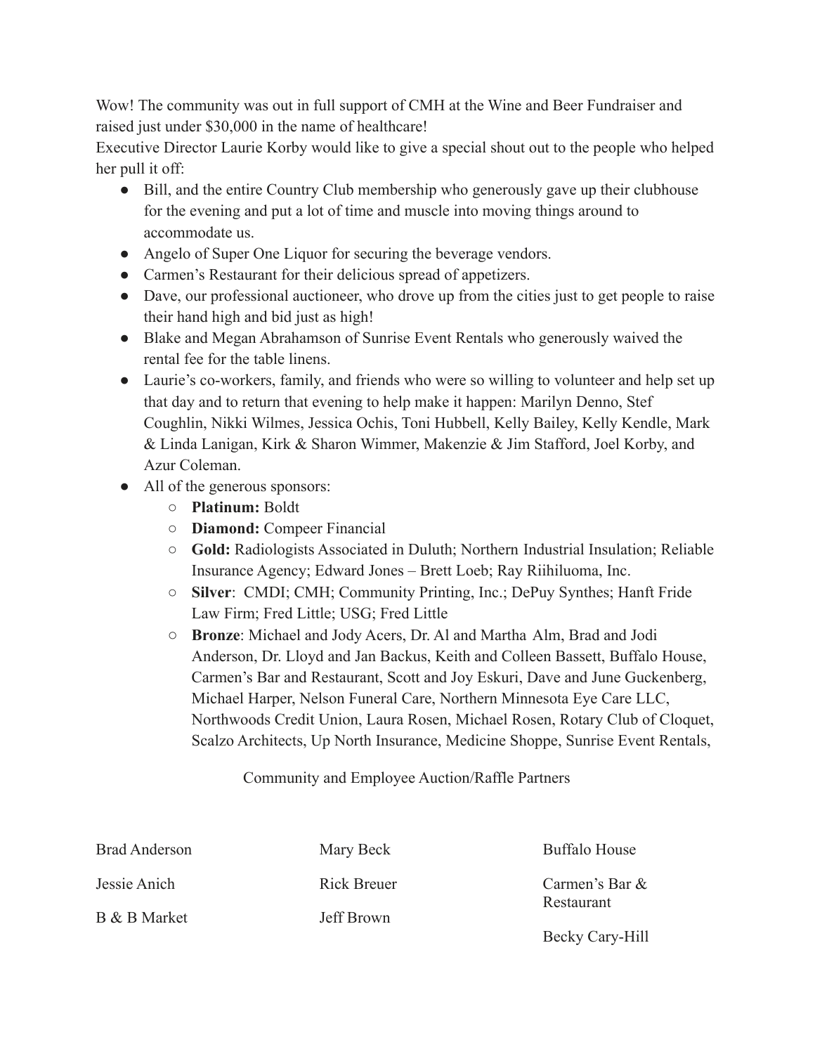Wow! The community was out in full support of CMH at the Wine and Beer Fundraiser and raised just under $30,000 in the name of healthcare!

Executive Director Laurie Korby would like to give a special shout out to the people who helped her pull it off:

- Bill, and the entire Country Club membership who generously gave up their clubhouse for the evening and put a lot of time and muscle into moving things around to accommodate us.
- Angelo of Super One Liquor for securing the beverage vendors.
- Carmen's Restaurant for their delicious spread of appetizers.
- Dave, our professional auctioneer, who drove up from the cities just to get people to raise their hand high and bid just as high!
- Blake and Megan Abrahamson of Sunrise Event Rentals who generously waived the rental fee for the table linens.
- Laurie's co-workers, family, and friends who were so willing to volunteer and help set up that day and to return that evening to help make it happen: Marilyn Denno, Stef Coughlin, Nikki Wilmes, Jessica Ochis, Toni Hubbell, Kelly Bailey, Kelly Kendle, Mark & Linda Lanigan, Kirk & Sharon Wimmer, Makenzie & Jim Stafford, Joel Korby, and Azur Coleman.
- All of the generous sponsors:
  - **Platinum:** Boldt
  - **Diamond:** Compeer Financial
  - **Gold:** Radiologists Associated in Duluth; Northern Industrial Insulation; Reliable Insurance Agency; Edward Jones – Brett Loeb; Ray Riihiluoma, Inc.
  - **Silver**: CMDI; CMH; Community Printing, Inc.; DePuy Synthes; Hanft Fride Law Firm; Fred Little; USG; Fred Little
  - **Bronze**: Michael and Jody Acers, Dr. Al and Martha Alm, Brad and Jodi Anderson, Dr. Lloyd and Jan Backus, Keith and Colleen Bassett, Buffalo House, Carmen's Bar and Restaurant, Scott and Joy Eskuri, Dave and June Guckenberg, Michael Harper, Nelson Funeral Care, Northern Minnesota Eye Care LLC, Northwoods Credit Union, Laura Rosen, Michael Rosen, Rotary Club of Cloquet, Scalzo Architects, Up North Insurance, Medicine Shoppe, Sunrise Event Rentals,

Community and Employee Auction/Raffle Partners

Brad Anderson

Jessie Anich

B & B Market

Mary Beck

Rick Breuer

Jeff Brown

Buffalo House

Carmen's Bar & Restaurant

Becky Cary-Hill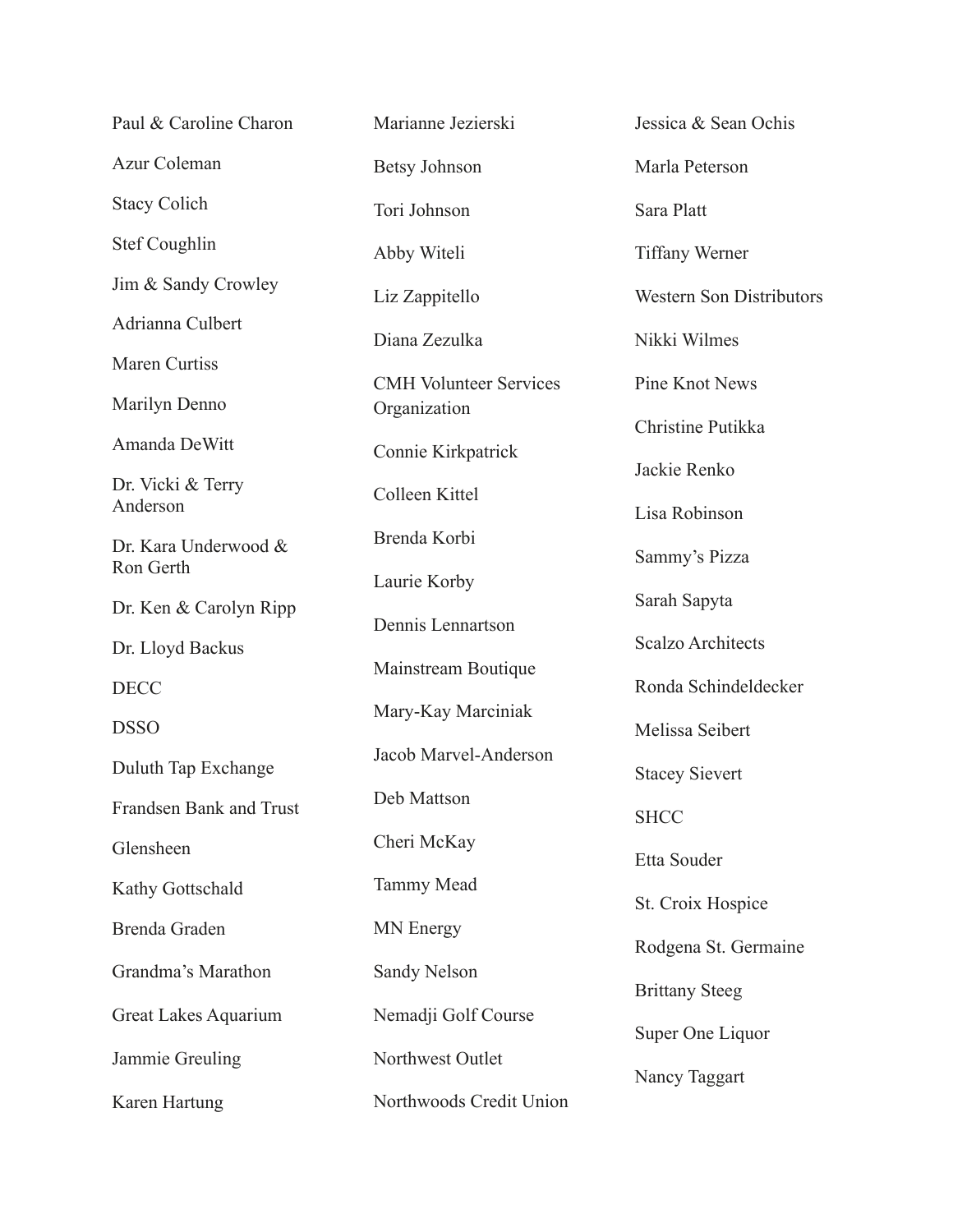Paul & Caroline Charon

Azur Coleman

Stacy Colich

Stef Coughlin

Jim & Sandy Crowley

Adrianna Culbert

Maren Curtiss

Marilyn Denno

Amanda DeWitt

Dr. Vicki & Terry Anderson

Dr. Kara Underwood & Ron Gerth

Dr. Ken & Carolyn Ripp

Dr. Lloyd Backus

DECC

DSSO

Duluth Tap Exchange

Frandsen Bank and Trust

Glensheen

Kathy Gottschald

Brenda Graden

Grandma's Marathon

Great Lakes Aquarium

Jammie Greuling

Karen Hartung

Marianne Jezierski

Betsy Johnson

Tori Johnson

Abby Witeli

Liz Zappitello

Diana Zezulka

CMH Volunteer Services Organization

Connie Kirkpatrick

Colleen Kittel

Brenda Korbi

Laurie Korby

Dennis Lennartson

Mainstream Boutique

Mary-Kay Marciniak

Jacob Marvel-Anderson

Deb Mattson

Cheri McKay

Tammy Mead

MN Energy

Sandy Nelson

Nemadji Golf Course

Northwest Outlet

Northwoods Credit Union

Jessica & Sean Ochis

Marla Peterson

Sara Platt

Tiffany Werner

Western Son Distributors

Nikki Wilmes

Pine Knot News

Christine Putikka

Jackie Renko

Lisa Robinson

Sammy's Pizza

Sarah Sapyta

Scalzo Architects

Ronda Schindeldecker

Melissa Seibert

Stacey Sievert

SHCC

Etta Souder

St. Croix Hospice

Rodgena St. Germaine

Brittany Steeg

Super One Liquor

Nancy Taggart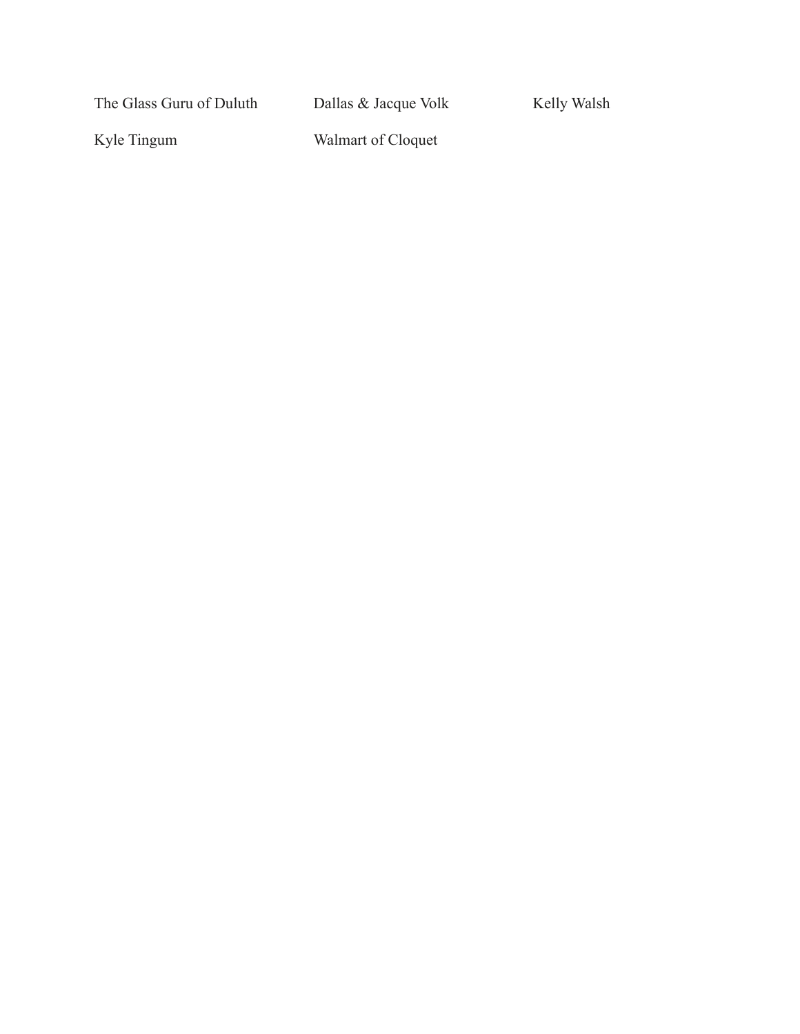The Glass Guru of Duluth

Dallas & Jacque Volk

Kelly Walsh

Kyle Tingum

Walmart of Cloquet